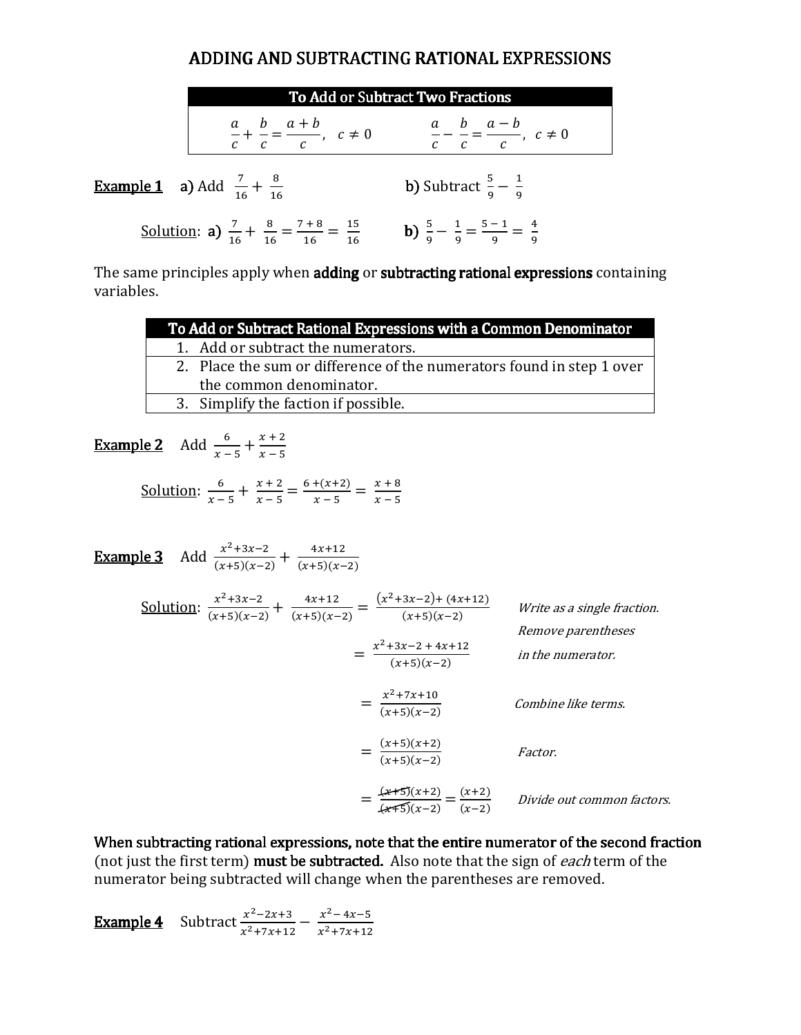# ADDING AND SUBTRACTING RATIONAL EXPRESSIONS

| To Add or Subtract Two Fractions | |
|---|---|
| $\frac{a}{c} + \frac{b}{c} = \frac{a+b}{c}, \quad c \neq 0$ | $\frac{a}{c} - \frac{b}{c} = \frac{a-b}{c}, \quad c \neq 0$ |

**Example 1** a) Add $\frac{7}{16} + \frac{8}{16}$ b) Subtract $\frac{5}{9} - \frac{1}{9}$

Solution: a) $\frac{7}{16} + \frac{8}{16} = \frac{7+8}{16} = \frac{15}{16}$ b) $\frac{5}{9} - \frac{1}{9} = \frac{5-1}{9} = \frac{4}{9}$

The same principles apply when **adding** or **subtracting rational expressions** containing variables.

| To Add or Subtract Rational Expressions with a Common Denominator |
|---|
| 1. Add or subtract the numerators. |
| 2. Place the sum or difference of the numerators found in step 1 over the common denominator. |
| 3. Simplify the faction if possible. |

**Example 2** Add $\frac{6}{x-5} + \frac{x+2}{x-5}$

Solution: $\frac{6}{x-5} + \frac{x+2}{x-5} = \frac{6+(x+2)}{x-5} = \frac{x+8}{x-5}$

**Example 3** Add $\frac{x^2+3x-2}{(x+5)(x-2)} + \frac{4x+12}{(x+5)(x-2)}$

Solution:

$$\frac{x^2+3x-2}{(x+5)(x-2)} + \frac{4x+12}{(x+5)(x-2)} = \frac{(x^2+3x-2)+(4x+12)}{(x+5)(x-2)}$$ *Write as a single fraction.*

$$= \frac{x^2+3x-2+4x+12}{(x+5)(x-2)}$$ *Remove parentheses in the numerator.*

$$= \frac{x^2+7x+10}{(x+5)(x-2)}$$ *Combine like terms.*

$$= \frac{(x+5)(x+2)}{(x+5)(x-2)}$$ *Factor.*

$$= \frac{\cancel{(x+5)}(x+2)}{\cancel{(x+5)}(x-2)} = \frac{(x+2)}{(x-2)}$$ *Divide out common factors.*

**When subtracting rational expressions, note that the entire numerator of the second fraction** (not just the first term) **must be subtracted.** Also note that the sign of *each* term of the numerator being subtracted will change when the parentheses are removed.

**Example 4** Subtract $\frac{x^2-2x+3}{x^2+7x+12} - \frac{x^2-4x-5}{x^2+7x+12}$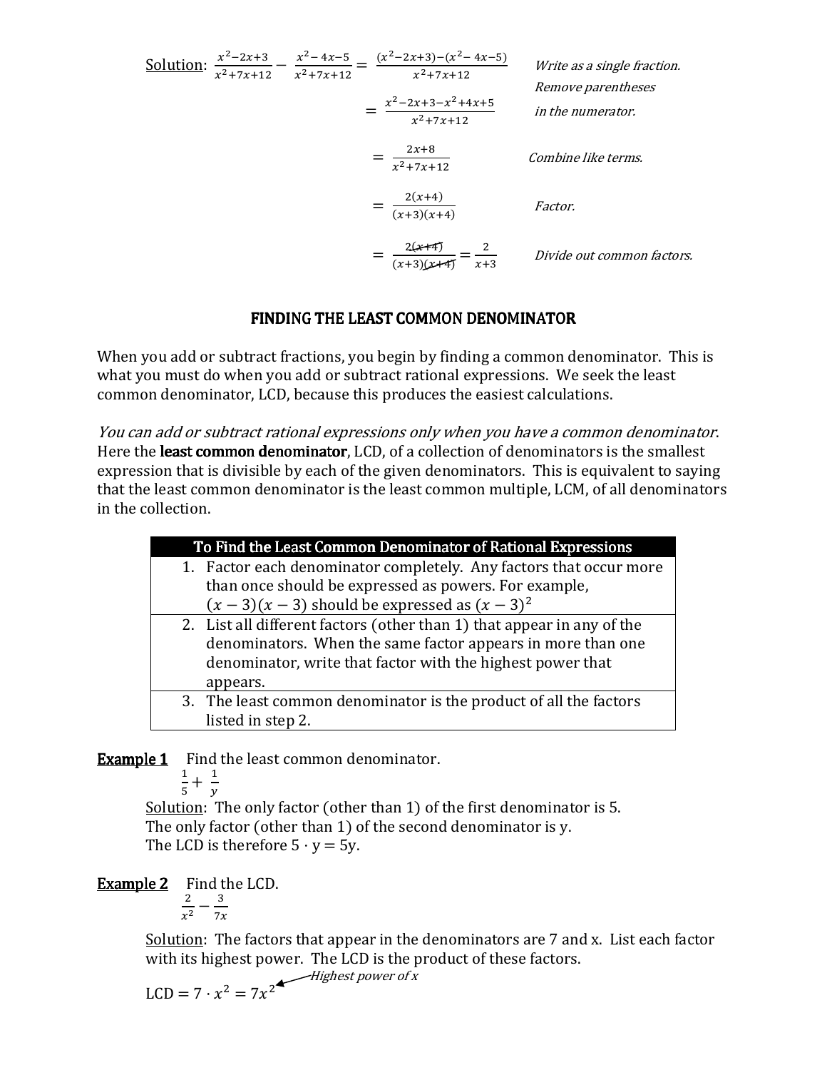Solution: $\frac{x^2-2x+3}{x^2+7x+12} - \frac{x^2-4x-5}{x^2+7x+12} = \frac{(x^2-2x+3)-(x^2-4x-5)}{x^2+7x+12}$ *Write as a single fraction.*

$= \frac{x^2-2x+3-x^2+4x+5}{x^2+7x+12}$ *Remove parentheses in the numerator.*

$= \frac{2x+8}{x^2+7x+12}$ *Combine like terms.*

$= \frac{2(x+4)}{(x+3)(x+4)}$ *Factor.*

$= \frac{2\cancel{(x+4)}}{(x+3)\cancel{(x+4)}} = \frac{2}{x+3}$ *Divide out common factors.*

## FINDING THE LEAST COMMON DENOMINATOR

When you add or subtract fractions, you begin by finding a common denominator. This is what you must do when you add or subtract rational expressions. We seek the least common denominator, LCD, because this produces the easiest calculations.

*You can add or subtract rational expressions only when you have a common denominator.* Here the **least common denominator**, LCD, of a collection of denominators is the smallest expression that is divisible by each of the given denominators. This is equivalent to saying that the least common denominator is the least common multiple, LCM, of all denominators in the collection.

| To Find the Least Common Denominator of Rational Expressions |
|---|
| 1. Factor each denominator completely. Any factors that occur more than once should be expressed as powers. For example, $(x-3)(x-3)$ should be expressed as $(x-3)^2$ |
| 2. List all different factors (other than 1) that appear in any of the denominators. When the same factor appears in more than one denominator, write that factor with the highest power that appears. |
| 3. The least common denominator is the product of all the factors listed in step 2. |

**Example 1** Find the least common denominator.

$\frac{1}{5} + \frac{1}{y}$

Solution: The only factor (other than 1) of the first denominator is 5.
The only factor (other than 1) of the second denominator is y.
The LCD is therefore $5 \cdot y = 5y$.

**Example 2** Find the LCD.

$\frac{2}{x^2} - \frac{3}{7x}$

Solution: The factors that appear in the denominators are 7 and x. List each factor with its highest power. The LCD is the product of these factors.

$\text{LCD} = 7 \cdot x^2 = 7x^2$ ← *Highest power of x*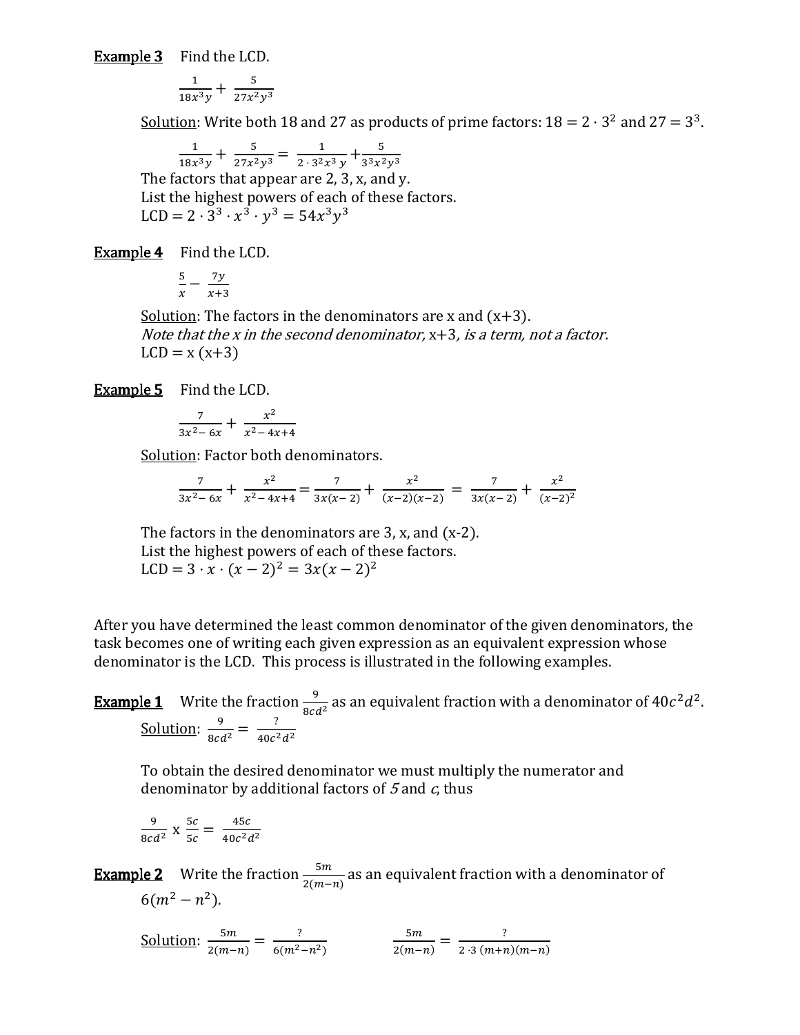**Example 3** Find the LCD.

$$\frac{1}{18x^3y} + \frac{5}{27x^2y^3}$$

Solution: Write both 18 and 27 as products of prime factors: $18 = 2 \cdot 3^2$ and $27 = 3^3$.

$$\frac{1}{18x^3y} + \frac{5}{27x^2y^3} = \frac{1}{2 \cdot 3^2x^3\,y} + \frac{5}{3^3x^2y^3}$$

The factors that appear are 2, 3, x, and y.
List the highest powers of each of these factors.
LCD $= 2 \cdot 3^3 \cdot x^3 \cdot y^3 = 54x^3y^3$

**Example 4** Find the LCD.

$$\frac{5}{x} - \frac{7y}{x+3}$$

Solution: The factors in the denominators are x and (x+3).
*Note that the x in the second denominator,* x+3*, is a term, not a factor.*
LCD = x (x+3)

**Example 5** Find the LCD.

$$\frac{7}{3x^2 - 6x} + \frac{x^2}{x^2 - 4x + 4}$$

Solution: Factor both denominators.

$$\frac{7}{3x^2 - 6x} + \frac{x^2}{x^2 - 4x+4} = \frac{7}{3x(x-2)} + \frac{x^2}{(x-2)(x-2)} = \frac{7}{3x(x-2)} + \frac{x^2}{(x-2)^2}$$

The factors in the denominators are 3, x, and (x-2).
List the highest powers of each of these factors.
LCD $= 3 \cdot x \cdot (x-2)^2 = 3x(x-2)^2$

After you have determined the least common denominator of the given denominators, the task becomes one of writing each given expression as an equivalent expression whose denominator is the LCD. This process is illustrated in the following examples.

**Example 1** Write the fraction $\frac{9}{8cd^2}$ as an equivalent fraction with a denominator of $40c^2d^2$.

Solution: $\frac{9}{8cd^2} = \frac{?}{40c^2d^2}$

To obtain the desired denominator we must multiply the numerator and denominator by additional factors of *5* and *c*, thus

$$\frac{9}{8cd^2} \text{ x } \frac{5c}{5c} = \frac{45c}{40c^2d^2}$$

**Example 2** Write the fraction $\frac{5m}{2(m-n)}$ as an equivalent fraction with a denominator of $6(m^2 - n^2)$.

Solution: $\frac{5m}{2(m-n)} = \frac{?}{6(m^2-n^2)}$ $\qquad$ $\frac{5m}{2(m-n)} = \frac{?}{2 \cdot 3\,(m+n)(m-n)}$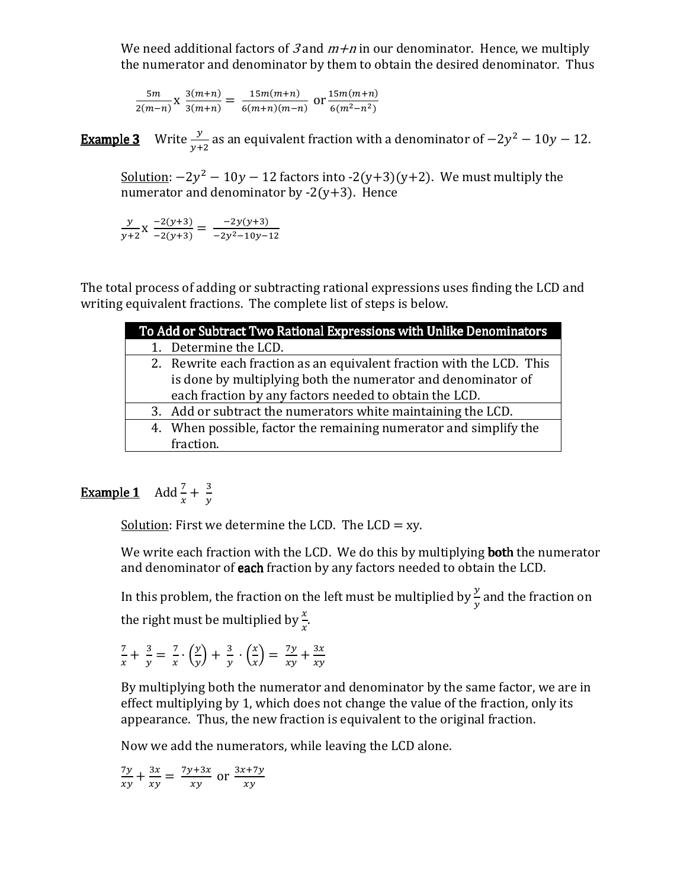We need additional factors of *3* and $m+n$ in our denominator. Hence, we multiply the numerator and denominator by them to obtain the desired denominator. Thus

$$\frac{5m}{2(m-n)} \text{x} \frac{3(m+n)}{3(m+n)} = \frac{15m(m+n)}{6(m+n)(m-n)} \text{ or } \frac{15m(m+n)}{6(m^2-n^2)}$$

**Example 3** Write $\frac{y}{y+2}$ as an equivalent fraction with a denominator of $-2y^2 - 10y - 12$.

Solution: $-2y^2 - 10y - 12$ factors into -2(y+3)(y+2). We must multiply the numerator and denominator by -2(y+3). Hence

$$\frac{y}{y+2} \text{x} \frac{-2(y+3)}{-2(y+3)} = \frac{-2y(y+3)}{-2y^2-10y-12}$$

The total process of adding or subtracting rational expressions uses finding the LCD and writing equivalent fractions. The complete list of steps is below.

| To Add or Subtract Two Rational Expressions with Unlike Denominators |
|---|
| 1. Determine the LCD. |
| 2. Rewrite each fraction as an equivalent fraction with the LCD. This is done by multiplying both the numerator and denominator of each fraction by any factors needed to obtain the LCD. |
| 3. Add or subtract the numerators white maintaining the LCD. |
| 4. When possible, factor the remaining numerator and simplify the fraction. |

**Example 1** Add $\frac{7}{x} + \frac{3}{y}$

Solution: First we determine the LCD. The LCD = xy.

We write each fraction with the LCD. We do this by multiplying **both** the numerator and denominator of **each** fraction by any factors needed to obtain the LCD.

In this problem, the fraction on the left must be multiplied by $\frac{y}{y}$ and the fraction on the right must be multiplied by $\frac{x}{x}$.

$$\frac{7}{x} + \frac{3}{y} = \frac{7}{x} \cdot \left(\frac{y}{y}\right) + \frac{3}{y} \cdot \left(\frac{x}{x}\right) = \frac{7y}{xy} + \frac{3x}{xy}$$

By multiplying both the numerator and denominator by the same factor, we are in effect multiplying by 1, which does not change the value of the fraction, only its appearance. Thus, the new fraction is equivalent to the original fraction.

Now we add the numerators, while leaving the LCD alone.

$$\frac{7y}{xy} + \frac{3x}{xy} = \frac{7y+3x}{xy} \text{ or } \frac{3x+7y}{xy}$$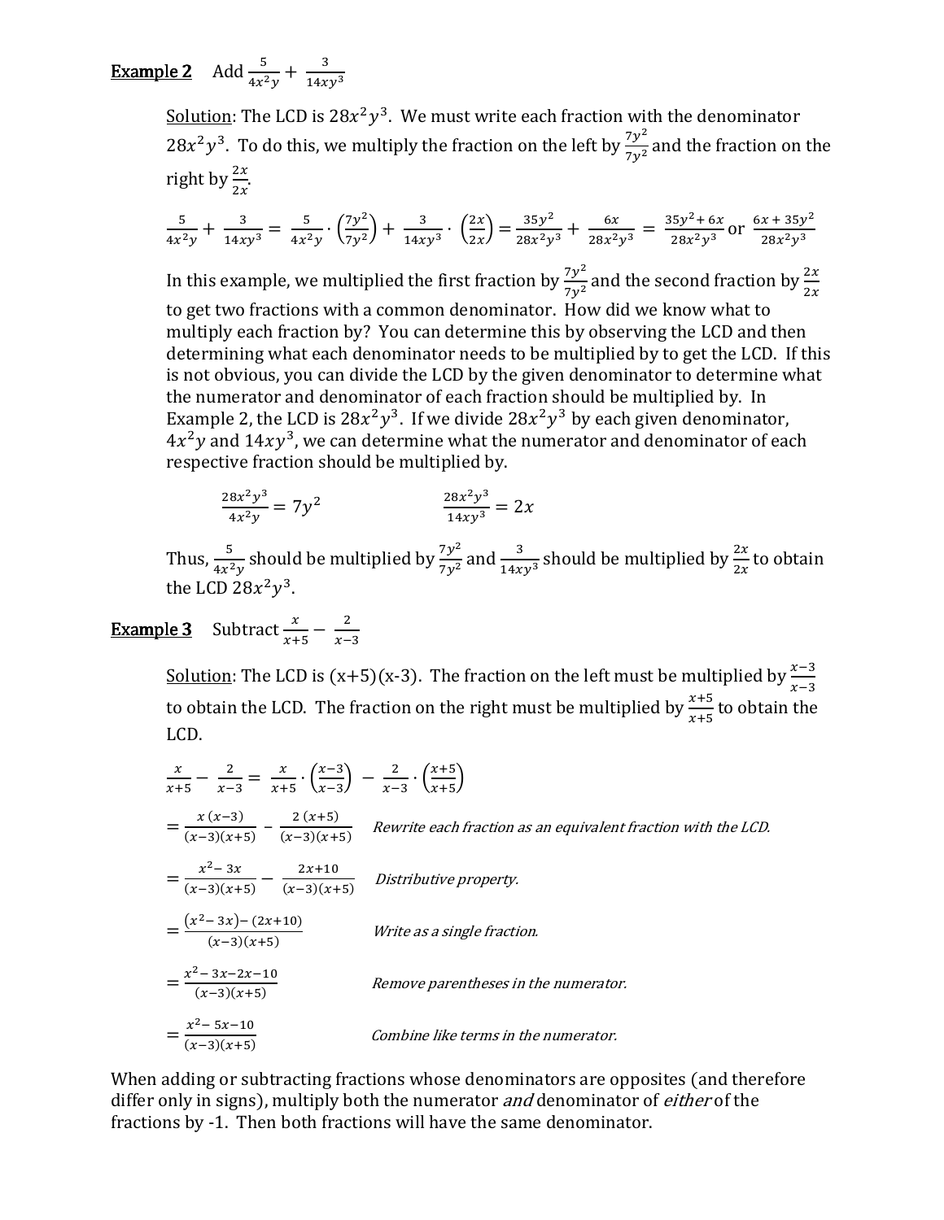**Example 2** Add $\frac{5}{4x^2y} + \frac{3}{14xy^3}$

Solution: The LCD is $28x^2y^3$. We must write each fraction with the denominator $28x^2y^3$. To do this, we multiply the fraction on the left by $\frac{7y^2}{7y^2}$ and the fraction on the right by $\frac{2x}{2x}$.

$$\frac{5}{4x^2y} + \frac{3}{14xy^3} = \frac{5}{4x^2y} \cdot \left(\frac{7y^2}{7y^2}\right) + \frac{3}{14xy^3} \cdot \left(\frac{2x}{2x}\right) = \frac{35y^2}{28x^2y^3} + \frac{6x}{28x^2y^3} = \frac{35y^2 + 6x}{28x^2y^3} \text{ or } \frac{6x + 35y^2}{28x^2y^3}$$

In this example, we multiplied the first fraction by $\frac{7y^2}{7y^2}$ and the second fraction by $\frac{2x}{2x}$ to get two fractions with a common denominator. How did we know what to multiply each fraction by? You can determine this by observing the LCD and then determining what each denominator needs to be multiplied by to get the LCD. If this is not obvious, you can divide the LCD by the given denominator to determine what the numerator and denominator of each fraction should be multiplied by. In Example 2, the LCD is $28x^2y^3$. If we divide $28x^2y^3$ by each given denominator, $4x^2y$ and $14xy^3$, we can determine what the numerator and denominator of each respective fraction should be multiplied by.

$$\frac{28x^2y^3}{4x^2y} = 7y^2 \qquad\qquad \frac{28x^2y^3}{14xy^3} = 2x$$

Thus, $\frac{5}{4x^2y}$ should be multiplied by $\frac{7y^2}{7y^2}$ and $\frac{3}{14xy^3}$ should be multiplied by $\frac{2x}{2x}$ to obtain the LCD $28x^2y^3$.

**Example 3** Subtract $\frac{x}{x+5} - \frac{2}{x-3}$

Solution: The LCD is (x+5)(x-3). The fraction on the left must be multiplied by $\frac{x-3}{x-3}$ to obtain the LCD. The fraction on the right must be multiplied by $\frac{x+5}{x+5}$ to obtain the LCD.

$$\frac{x}{x+5} - \frac{2}{x-3} = \frac{x}{x+5} \cdot \left(\frac{x-3}{x-3}\right) - \frac{2}{x-3} \cdot \left(\frac{x+5}{x+5}\right)$$

$$= \frac{x\,(x-3)}{(x-3)(x+5)} - \frac{2\,(x+5)}{(x-3)(x+5)}$$ *Rewrite each fraction as an equivalent fraction with the LCD.*

$$= \frac{x^2 - 3x}{(x-3)(x+5)} - \frac{2x+10}{(x-3)(x+5)}$$ *Distributive property.*

$$= \frac{(x^2 - 3x) - (2x+10)}{(x-3)(x+5)}$$ *Write as a single fraction.*

$$= \frac{x^2 - 3x - 2x - 10}{(x-3)(x+5)}$$ *Remove parentheses in the numerator.*

$$= \frac{x^2 - 5x - 10}{(x-3)(x+5)}$$ *Combine like terms in the numerator.*

When adding or subtracting fractions whose denominators are opposites (and therefore differ only in signs), multiply both the numerator *and* denominator of *either* of the fractions by -1. Then both fractions will have the same denominator.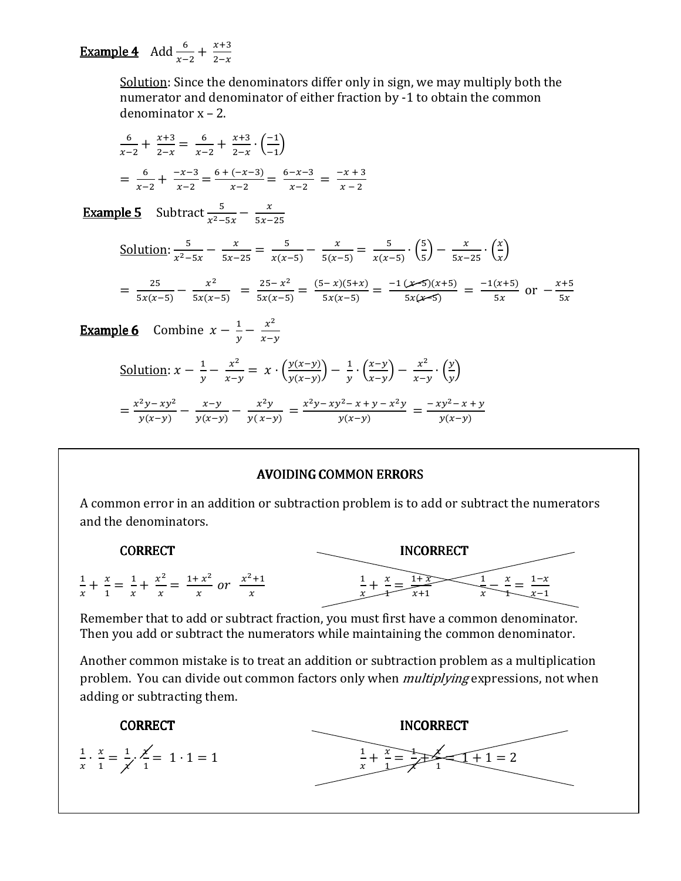**Example 4** Add $\frac{6}{x-2} + \frac{x+3}{2-x}$

Solution: Since the denominators differ only in sign, we may multiply both the numerator and denominator of either fraction by -1 to obtain the common denominator x – 2.

$$\frac{6}{x-2} + \frac{x+3}{2-x} = \frac{6}{x-2} + \frac{x+3}{2-x} \cdot \left(\frac{-1}{-1}\right)$$

$$= \frac{6}{x-2} + \frac{-x-3}{x-2} = \frac{6+(-x-3)}{x-2} = \frac{6-x-3}{x-2} = \frac{-x+3}{x-2}$$

**Example 5** Subtract $\frac{5}{x^2-5x} - \frac{x}{5x-25}$

Solution: $\frac{5}{x^2-5x} - \frac{x}{5x-25} = \frac{5}{x(x-5)} - \frac{x}{5(x-5)} = \frac{5}{x(x-5)} \cdot \left(\frac{5}{5}\right) - \frac{x}{5x-25} \cdot \left(\frac{x}{x}\right)$

$$= \frac{25}{5x(x-5)} - \frac{x^2}{5x(x-5)} = \frac{25-x^2}{5x(x-5)} = \frac{(5-x)(5+x)}{5x(x-5)} = \frac{-1\,\cancel{(x-5)}(x+5)}{5x\cancel{(x-5)}} = \frac{-1(x+5)}{5x} \text{ or } -\frac{x+5}{5x}$$

**Example 6** Combine $x - \frac{1}{y} - \frac{x^2}{x-y}$

Solution: $x - \frac{1}{y} - \frac{x^2}{x-y} = x \cdot \left(\frac{y(x-y)}{y(x-y)}\right) - \frac{1}{y} \cdot \left(\frac{x-y}{x-y}\right) - \frac{x^2}{x-y} \cdot \left(\frac{y}{y}\right)$

$$= \frac{x^2y - xy^2}{y(x-y)} - \frac{x-y}{y(x-y)} - \frac{x^2y}{y(x-y)} = \frac{x^2y - xy^2 - x + y - x^2y}{y(x-y)} = \frac{-xy^2 - x + y}{y(x-y)}$$

## AVOIDING COMMON ERRORS

A common error in an addition or subtraction problem is to add or subtract the numerators and the denominators.

**CORRECT**

$$\frac{1}{x} + \frac{x}{1} = \frac{1}{x} + \frac{x^2}{x} = \frac{1+x^2}{x} \text{ or } \frac{x^2+1}{x}$$

**INCORRECT**

$$\frac{1}{x} + \frac{x}{1} = \frac{1+x}{x+1} \qquad \frac{1}{x} - \frac{x}{1} = \frac{1-x}{x-1}$$

Remember that to add or subtract fraction, you must first have a common denominator. Then you add or subtract the numerators while maintaining the common denominator.

Another common mistake is to treat an addition or subtraction problem as a multiplication problem. You can divide out common factors only when *multiplying* expressions, not when adding or subtracting them.

**CORRECT**

$$\frac{1}{x} \cdot \frac{x}{1} = \frac{1}{\cancel{x}} \cdot \frac{\cancel{x}}{1} = 1 \cdot 1 = 1$$

**INCORRECT**

$$\frac{1}{x} + \frac{x}{1} = \frac{1}{\cancel{x}} + \frac{\cancel{x}}{1} = 1 + 1 = 2$$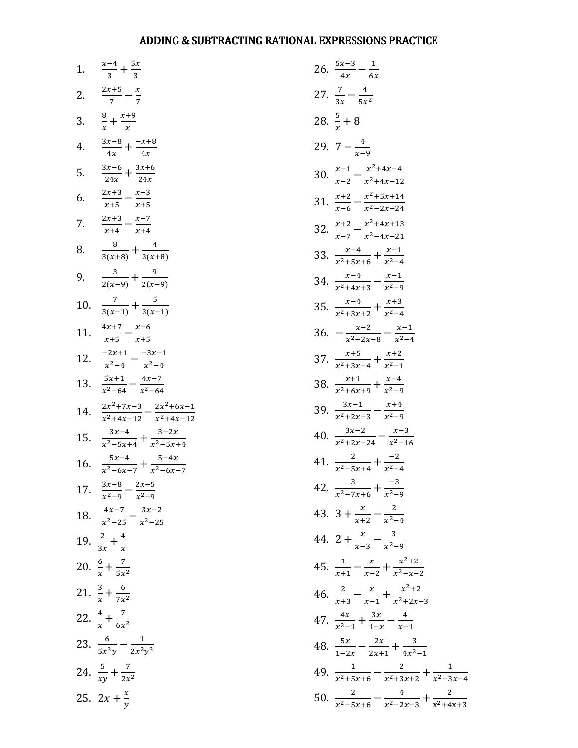# ADDING & SUBTRACTING RATIONAL EXPRESSIONS PRACTICE

1. $\frac{x-4}{3}+\frac{5x}{3}$

2. $\frac{2x+5}{7}-\frac{x}{7}$

3. $\frac{8}{x}+\frac{x+9}{x}$

4. $\frac{3x-8}{4x}+\frac{-x+8}{4x}$

5. $\frac{3x-6}{24x}+\frac{3x+6}{24x}$

6. $\frac{2x+3}{x+5}-\frac{x-3}{x+5}$

7. $\frac{2x+3}{x+4}-\frac{x-7}{x+4}$

8. $\frac{8}{3(x+8)}+\frac{4}{3(x+8)}$

9. $\frac{3}{2(x-9)}+\frac{9}{2(x-9)}$

10. $\frac{7}{3(x-1)}+\frac{5}{3(x-1)}$

11. $\frac{4x+7}{x+5}-\frac{x-6}{x+5}$

12. $\frac{-2x+1}{x^2-4}-\frac{-3x-1}{x^2-4}$

13. $\frac{5x+1}{x^2-64}-\frac{4x-7}{x^2-64}$

14. $\frac{2x^2+7x-3}{x^2+4x-12}-\frac{2x^2+6x-1}{x^2+4x-12}$

15. $\frac{3x-4}{x^2-5x+4}+\frac{3-2x}{x^2-5x+4}$

16. $\frac{5x-4}{x^2-6x-7}+\frac{5-4x}{x^2-6x-7}$

17. $\frac{3x-8}{x^2-9}-\frac{2x-5}{x^2-9}$

18. $\frac{4x-7}{x^2-25}-\frac{3x-2}{x^2-25}$

19. $\frac{2}{3x}+\frac{4}{x}$

20. $\frac{6}{x}+\frac{7}{5x^2}$

21. $\frac{3}{x}+\frac{6}{7x^2}$

22. $\frac{4}{x}+\frac{7}{6x^2}$

23. $\frac{6}{5x^3y}-\frac{1}{2x^2y^3}$

24. $\frac{5}{xy}+\frac{7}{2x^2}$

25. $2x+\frac{x}{y}$

26. $\frac{5x-3}{4x}-\frac{1}{6x}$

27. $\frac{7}{3x}-\frac{4}{5x^2}$

28. $\frac{5}{x}+8$

29. $7-\frac{4}{x-9}$

30. $\frac{x-1}{x-2}-\frac{x^2+4x-4}{x^2+4x-12}$

31. $\frac{x+2}{x-6}-\frac{x^2+5x+14}{x^2-2x-24}$

32. $\frac{x+2}{x-7}-\frac{x^2+4x+13}{x^2-4x-21}$

33. $\frac{x-4}{x^2+5x+6}+\frac{x-1}{x^2-4}$

34. $\frac{x-4}{x^2+4x+3}-\frac{x-1}{x^2-9}$

35. $\frac{x-4}{x^2+3x+2}+\frac{x+3}{x^2-4}$

36. $-\frac{x-2}{x^2-2x-8}-\frac{x-1}{x^2-4}$

37. $\frac{x+5}{x^2+3x-4}+\frac{x+2}{x^2-1}$

38. $\frac{x+1}{x^2+6x+9}+\frac{x-4}{x^2-9}$

39. $\frac{3x-1}{x^2+2x-3}-\frac{x+4}{x^2-9}$

40. $\frac{3x-2}{x^2+2x-24}-\frac{x-3}{x^2-16}$

41. $\frac{2}{x^2-5x+4}+\frac{-2}{x^2-4}$

42. $\frac{3}{x^2-7x+6}+\frac{-3}{x^2-9}$

43. $3+\frac{x}{x+2}-\frac{2}{x^2-4}$

44. $2+\frac{x}{x-3}-\frac{3}{x^2-9}$

45. $\frac{1}{x+1}-\frac{x}{x-2}+\frac{x^2+2}{x^2-x-2}$

46. $\frac{2}{x+3}-\frac{x}{x-1}+\frac{x^2+2}{x^2+2x-3}$

47. $\frac{4x}{x^2-1}+\frac{3x}{1-x}-\frac{4}{x-1}$

48. $\frac{5x}{1-2x}-\frac{2x}{2x+1}+\frac{3}{4x^2-1}$

49. $\frac{1}{x^2+5x+6}-\frac{2}{x^2+3x+2}+\frac{1}{x^2-3x-4}$

50. $\frac{2}{x^2-5x+6}-\frac{4}{x^2-2x-3}+\frac{2}{x^2+4x+3}$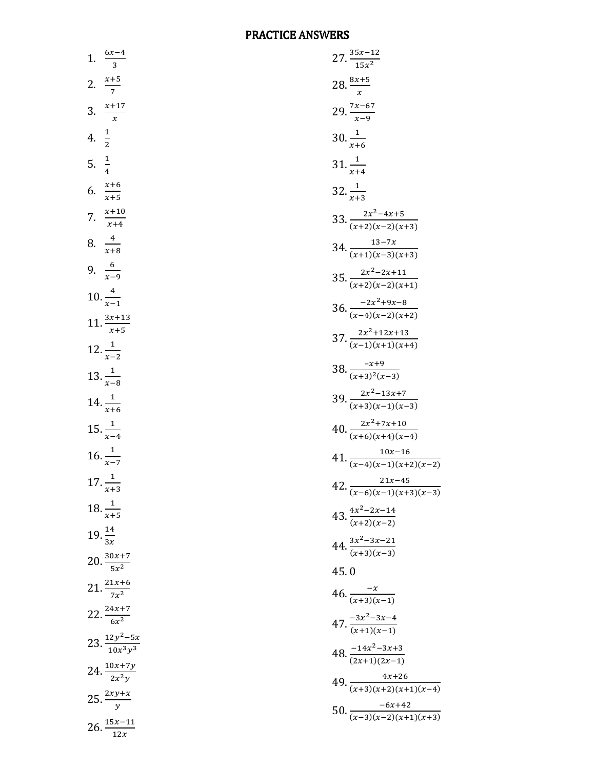# PRACTICE ANSWERS

1. $\frac{6x-4}{3}$
2. $\frac{x+5}{7}$
3. $\frac{x+17}{x}$
4. $\frac{1}{2}$
5. $\frac{1}{4}$
6. $\frac{x+6}{x+5}$
7. $\frac{x+10}{x+4}$
8. $\frac{4}{x+8}$
9. $\frac{6}{x-9}$
10. $\frac{4}{x-1}$
11. $\frac{3x+13}{x+5}$
12. $\frac{1}{x-2}$
13. $\frac{1}{x-8}$
14. $\frac{1}{x+6}$
15. $\frac{1}{x-4}$
16. $\frac{1}{x-7}$
17. $\frac{1}{x+3}$
18. $\frac{1}{x+5}$
19. $\frac{14}{3x}$
20. $\frac{30x+7}{5x^2}$
21. $\frac{21x+6}{7x^2}$
22. $\frac{24x+7}{6x^2}$
23. $\frac{12y^2-5x}{10x^3y^3}$
24. $\frac{10x+7y}{2x^2y}$
25. $\frac{2xy+x}{y}$
26. $\frac{15x-11}{12x}$
27. $\frac{35x-12}{15x^2}$
28. $\frac{8x+5}{x}$
29. $\frac{7x-67}{x-9}$
30. $\frac{1}{x+6}$
31. $\frac{1}{x+4}$
32. $\frac{1}{x+3}$
33. $\frac{2x^2-4x+5}{(x+2)(x-2)(x+3)}$
34. $\frac{13-7x}{(x+1)(x-3)(x+3)}$
35. $\frac{2x^2-2x+11}{(x+2)(x-2)(x+1)}$
36. $\frac{-2x^2+9x-8}{(x-4)(x-2)(x+2)}$
37. $\frac{2x^2+12x+13}{(x-1)(x+1)(x+4)}$
38. $\frac{-x+9}{(x+3)^2(x-3)}$
39. $\frac{2x^2-13x+7}{(x+3)(x-1)(x-3)}$
40. $\frac{2x^2+7x+10}{(x+6)(x+4)(x-4)}$
41. $\frac{10x-16}{(x-4)(x-1)(x+2)(x-2)}$
42. $\frac{21x-45}{(x-6)(x-1)(x+3)(x-3)}$
43. $\frac{4x^2-2x-14}{(x+2)(x-2)}$
44. $\frac{3x^2-3x-21}{(x+3)(x-3)}$
45. $0$
46. $\frac{-x}{(x+3)(x-1)}$
47. $\frac{-3x^2-3x-4}{(x+1)(x-1)}$
48. $\frac{-14x^2-3x+3}{(2x+1)(2x-1)}$
49. $\frac{4x+26}{(x+3)(x+2)(x+1)(x-4)}$
50. $\frac{-6x+42}{(x-3)(x-2)(x+1)(x+3)}$